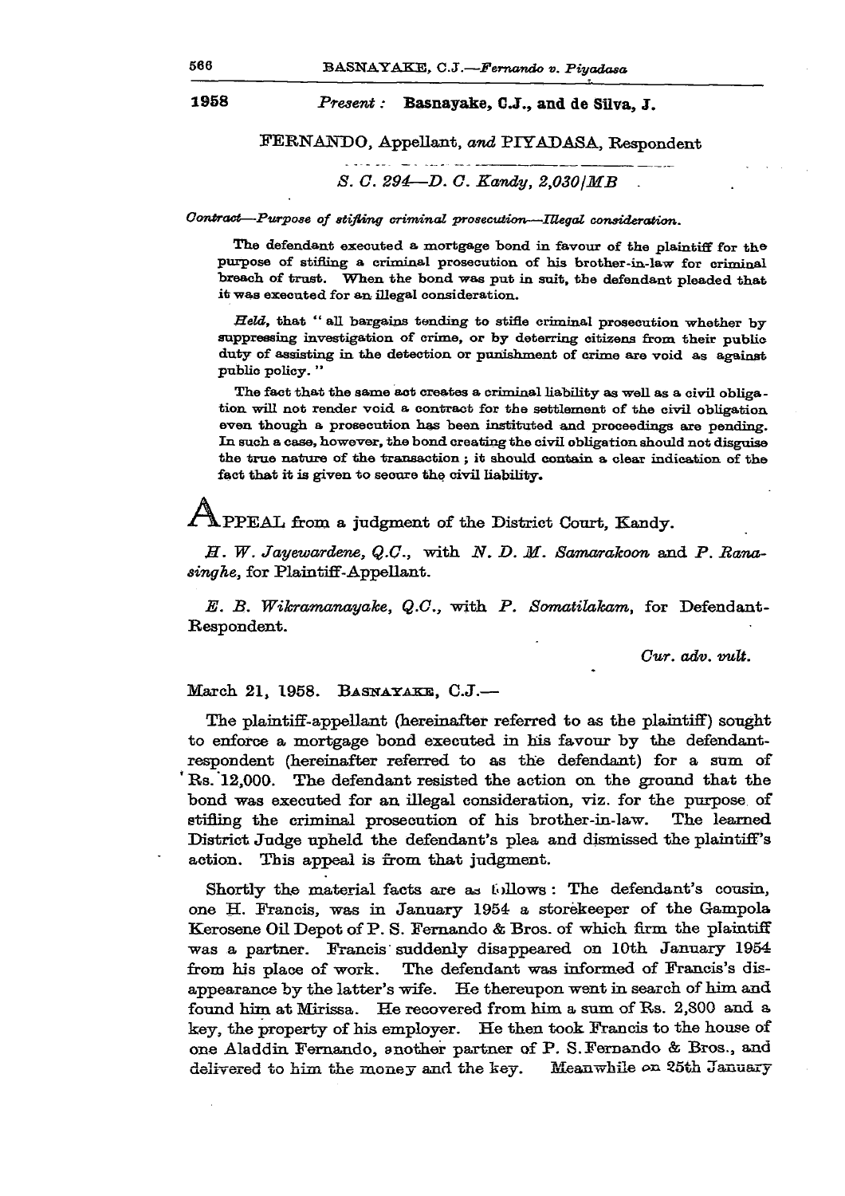**1958** *Present :* **Basnayake, C.J., and de Silva, J.**

FERNANDO, Appellant, *and* PIYADASA, Respondent

*S. C. 294—D. C. Kandy, 2,030/MB*

*Contract—Purpose of stifling criminal prosecution—Illegal consideration.*

The defendant executed a mortgage bond in favour of the plaintiff for the purpose of stifling a criminal prosecution of his brother-in-law for criminal breach of trust. When the bond was put in suit, the defendant pleaded that it was executed for an illegal consideration.

*Held*, that " all bargains tending to stifle criminal prosecution whether by suppressing investigation of crime, or by deterring citizens from their public duty of assisting in the detection or punishment of crime are void as against public policy. "

The fact that the same act creates a criminal liability as well as a civil obligation will not render void a contract for the settlement of the civil obligation even though a prosecution has been instituted and proceedings are pending. In such a case, however, the bond creating the civil obligation should not disguise the true nature of the transaction ; it should contain a clear indication of the fact that it is given to secure the civil liability.

APPEAL from a judgment of the District Court, Kandy.

*H. W. Jayewardene, Q.C.*, with *N. D. M. Samarakoon* and *P. Ranasinghe*, for Plaintiff-Appellant.

*E. B. Wikramanayake, Q.C.*, with *P. Somatilakam*, for Defendant-Respondent.

*Cur. adv. vult.*

March 21, 1958. BASNAYAKE, C.J.—

The plaintiff-appellant (hereinafter referred to as the plaintiff) sought to enforce a mortgage bond executed in his favour by the defendant-respondent (hereinafter referred to as the defendant) for a sum of Rs. 12,000. The defendant resisted the action on the ground that the bond was executed for an illegal consideration, viz. for the purpose of stifling the criminal prosecution of his brother-in-law. The learned District Judge upheld the defendant's plea and dismissed the plaintiff's action. This appeal is from that judgment.

Shortly the material facts are as follows : The defendant's cousin, one H. Francis, was in January 1954 a storekeeper of the Gampola Kerosene Oil Depot of P. S. Fernando & Bros. of which firm the plaintiff was a partner. Francis suddenly disappeared on 10th January 1954 from his place of work. The defendant was informed of Francis's disappearance by the latter's wife. He thereupon went in search of him and found him at Mirissa. He recovered from him a sum of Rs. 2,800 and a key, the property of his employer. He then took Francis to the house of one Aladdin Fernando, another partner of P. S. Fernando & Bros., and delivered to him the money and the key. Meanwhile on 25th January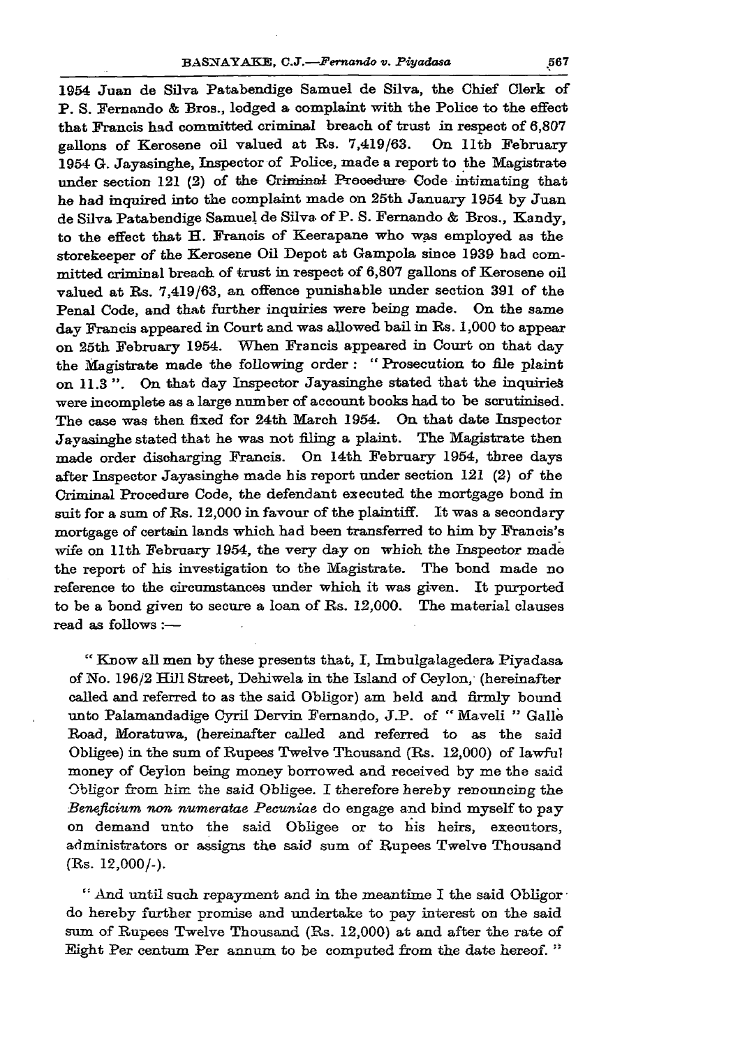1954 Juan de Silva Patabendige Samuel de Silva, the Chief Clerk of P. S. Fernando & Bros., lodged a complaint with the Police to the effect that Francis had committed criminal breach of trust in respect of 6,807 gallons of Kerosene oil valued at Rs. 7,419/63. On 11th February 1954 G. Jayasinghe, Inspector of Police, made a report to the Magistrate under section 121 (2) of the Criminal Procedure Code intimating that he had inquired into the complaint made on 25th January 1954 by Juan de Silva Patabendige Samuel de Silva of P. S. Fernando & Bros., Kandy, to the effect that H. Francis of Keerapane who was employed as the storekeeper of the Kerosene Oil Depot at Gampola since 1939 had committed criminal breach of trust in respect of 6,807 gallons of Kerosene oil valued at Rs. 7,419/63, an offence punishable under section 391 of the Penal Code, and that further inquiries were being made. On the same day Francis appeared in Court and was allowed bail in Rs. 1,000 to appear on 25th February 1954. When Francis appeared in Court on that day the Magistrate made the following order : " Prosecution to file plaint on 11.3 ". On that day Inspector Jayasinghe stated that the inquiries were incomplete as a large number of account books had to be scrutinised. The case was then fixed for 24th March 1954. On that date Inspector Jayasinghe stated that he was not filing a plaint. The Magistrate then made order discharging Francis. On 14th February 1954, three days after Inspector Jayasinghe made his report under section 121 (2) of the Criminal Procedure Code, the defendant executed the mortgage bond in suit for a sum of Rs. 12,000 in favour of the plaintiff. It was a secondary mortgage of certain lands which had been transferred to him by Francis's wife on 11th February 1954, the very day on which the Inspector made the report of his investigation to the Magistrate. The bond made no reference to the circumstances under which it was given. It purported to be a bond given to secure a loan of Rs. 12,000. The material clauses read as follows :—

" Know all men by these presents that, I, Imbulgalagedera Piyadasa of No. 196/2 Hill Street, Dehiwela in the Island of Ceylon, (hereinafter called and referred to as the said Obligor) am held and firmly bound unto Palamandadige Cyril Dervin Fernando, J.P. of " Maveli " Galle Road, Moratuwa, (hereinafter called and referred to as the said Obligee) in the sum of Rupees Twelve Thousand (Rs. 12,000) of lawful money of Ceylon being money borrowed and received by me the said Obligor from him the said Obligee. I therefore hereby renouncing the *Beneficium non numeratae Pecuniae* do engage and bind myself to pay on demand unto the said Obligee or to his heirs, executors, administrators or assigns the said sum of Rupees Twelve Thousand (Rs. 12,000/-).

" And until such repayment and in the meantime I the said Obligor do hereby further promise and undertake to pay interest on the said sum of Rupees Twelve Thousand (Rs. 12,000) at and after the rate of Eight Per centum Per annum to be computed from the date hereof. "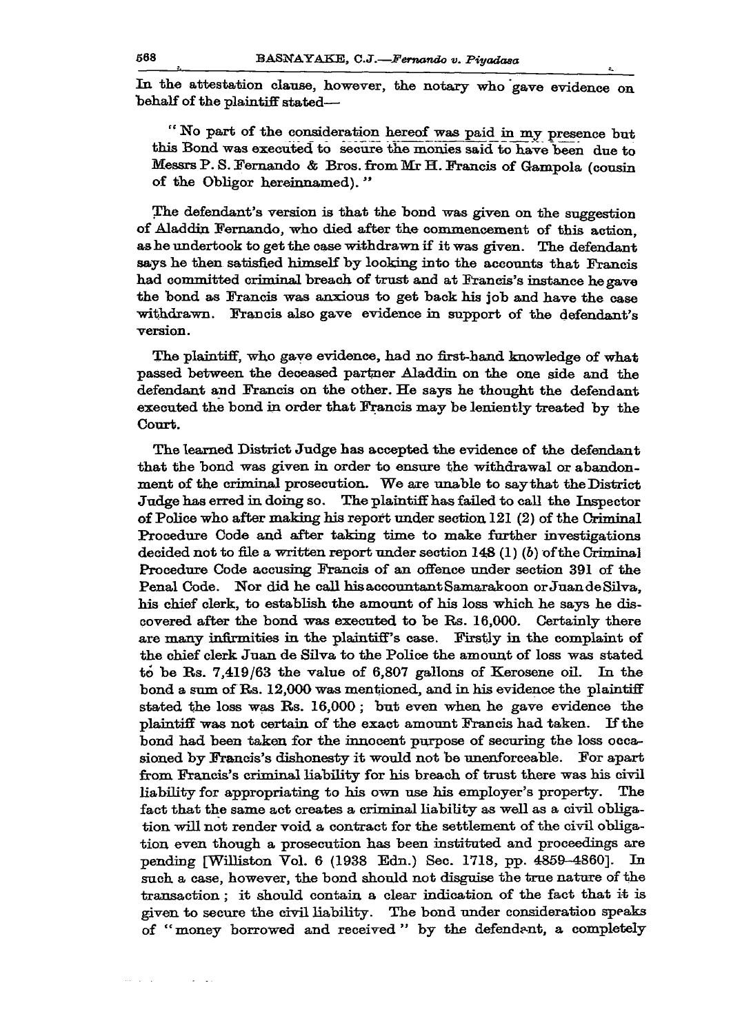In the attestation clause, however, the notary who gave evidence on behalf of the plaintiff stated—

> "No part of the consideration hereof was paid in my presence but this Bond was executed to secure the monies said to have been due to Messrs P. S. Fernando & Bros. from Mr H. Francis of Gampola (cousin of the Obligor hereinnamed)."

The defendant's version is that the bond was given on the suggestion of Aladdin Fernando, who died after the commencement of this action, as he undertook to get the case withdrawn if it was given. The defendant says he then satisfied himself by looking into the accounts that Francis had committed criminal breach of trust and at Francis's instance he gave the bond as Francis was anxious to get back his job and have the case withdrawn. Francis also gave evidence in support of the defendant's version.

The plaintiff, who gave evidence, had no first-hand knowledge of what passed between the deceased partner Aladdin on the one side and the defendant and Francis on the other. He says he thought the defendant executed the bond in order that Francis may be leniently treated by the Court.

The learned District Judge has accepted the evidence of the defendant that the bond was given in order to ensure the withdrawal or abandonment of the criminal prosecution. We are unable to say that the District Judge has erred in doing so. The plaintiff has failed to call the Inspector of Police who after making his report under section 121 (2) of the Criminal Procedure Code and after taking time to make further investigations decided not to file a written report under section 148 (1) (*b*) of the Criminal Procedure Code accusing Francis of an offence under section 391 of the Penal Code. Nor did he call his accountant Samarakoon or Juan de Silva, his chief clerk, to establish the amount of his loss which he says he discovered after the bond was executed to be Rs. 16,000. Certainly there are many infirmities in the plaintiff's case. Firstly in the complaint of the chief clerk Juan de Silva to the Police the amount of loss was stated to be Rs. 7,419/63 the value of 6,807 gallons of Kerosene oil. In the bond a sum of Rs. 12,000 was mentioned, and in his evidence the plaintiff stated the loss was Rs. 16,000; but even when he gave evidence the plaintiff was not certain of the exact amount Francis had taken. If the bond had been taken for the innocent purpose of securing the loss occasioned by Francis's dishonesty it would not be unenforceable. For apart from Francis's criminal liability for his breach of trust there was his civil liability for appropriating to his own use his employer's property. The fact that the same act creates a criminal liability as well as a civil obligation will not render void a contract for the settlement of the civil obligation even though a prosecution has been instituted and proceedings are pending [Williston Vol. 6 (1938 Edn.) Sec. 1718, pp. 4859–4860]. In such a case, however, the bond should not disguise the true nature of the transaction; it should contain a clear indication of the fact that it is given to secure the civil liability. The bond under consideration speaks of "money borrowed and received" by the defendant, a completely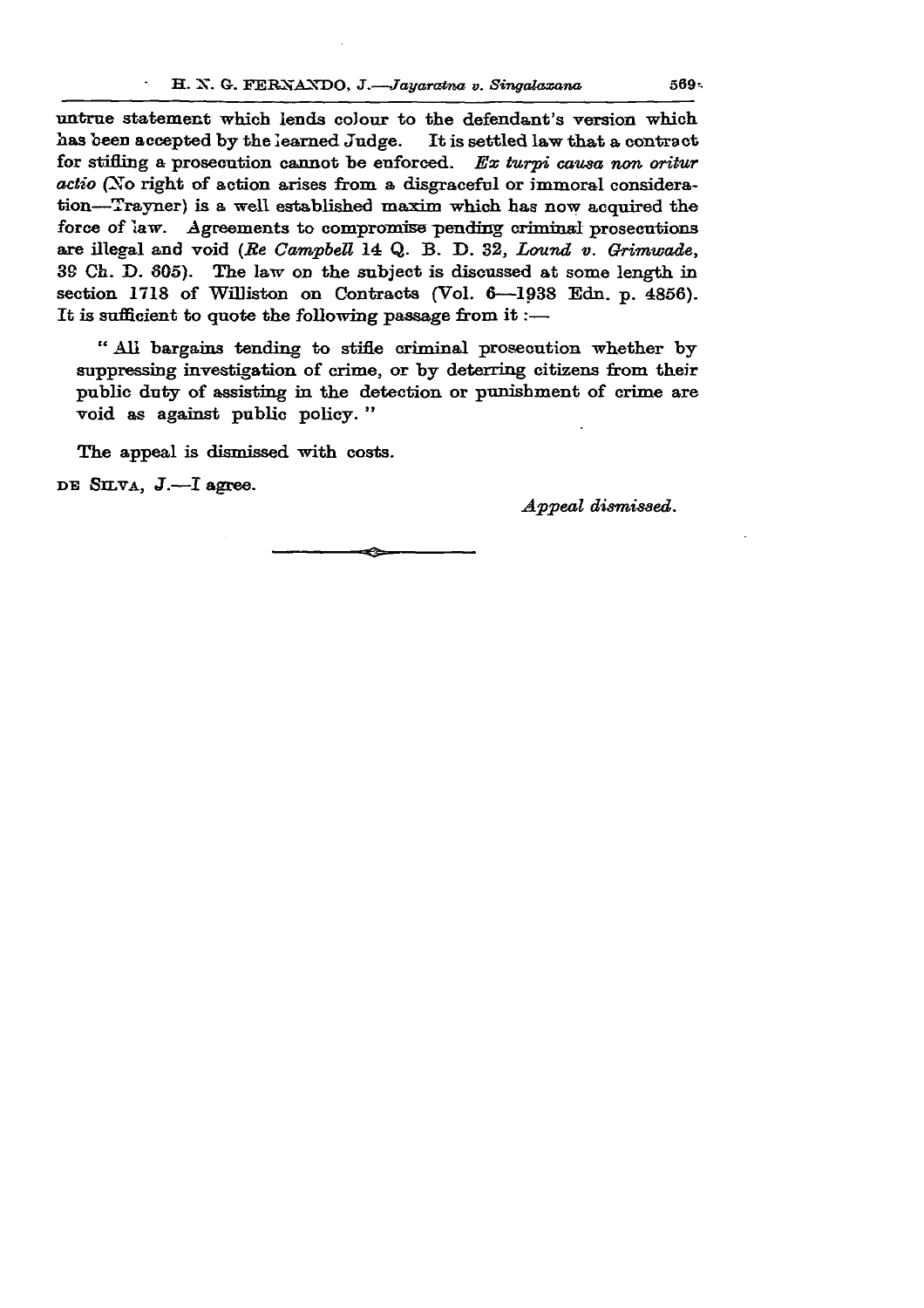untrue statement which lends colour to the defendant's version which has been accepted by the learned Judge. It is settled law that a contract for stifling a prosecution cannot be enforced. *Ex turpi causa non oritur actio* (No right of action arises from a disgraceful or immoral consideration—Trayner) is a well established maxim which has now acquired the force of law. Agreements to compromise pending criminal prosecutions are illegal and void (*Re Campbell* 14 Q. B. D. 32, *Lound v. Grimwade*, 39 Ch. D. 605). The law on the subject is discussed at some length in section 1718 of Williston on Contracts (Vol. 6—1938 Edn. p. 4856). It is sufficient to quote the following passage from it :—

> " All bargains tending to stifle criminal prosecution whether by suppressing investigation of crime, or by deterring citizens from their public duty of assisting in the detection or punishment of crime are void as against public policy. "

The appeal is dismissed with costs.

DE SILVA, J.—I agree.

*Appeal dismissed.*